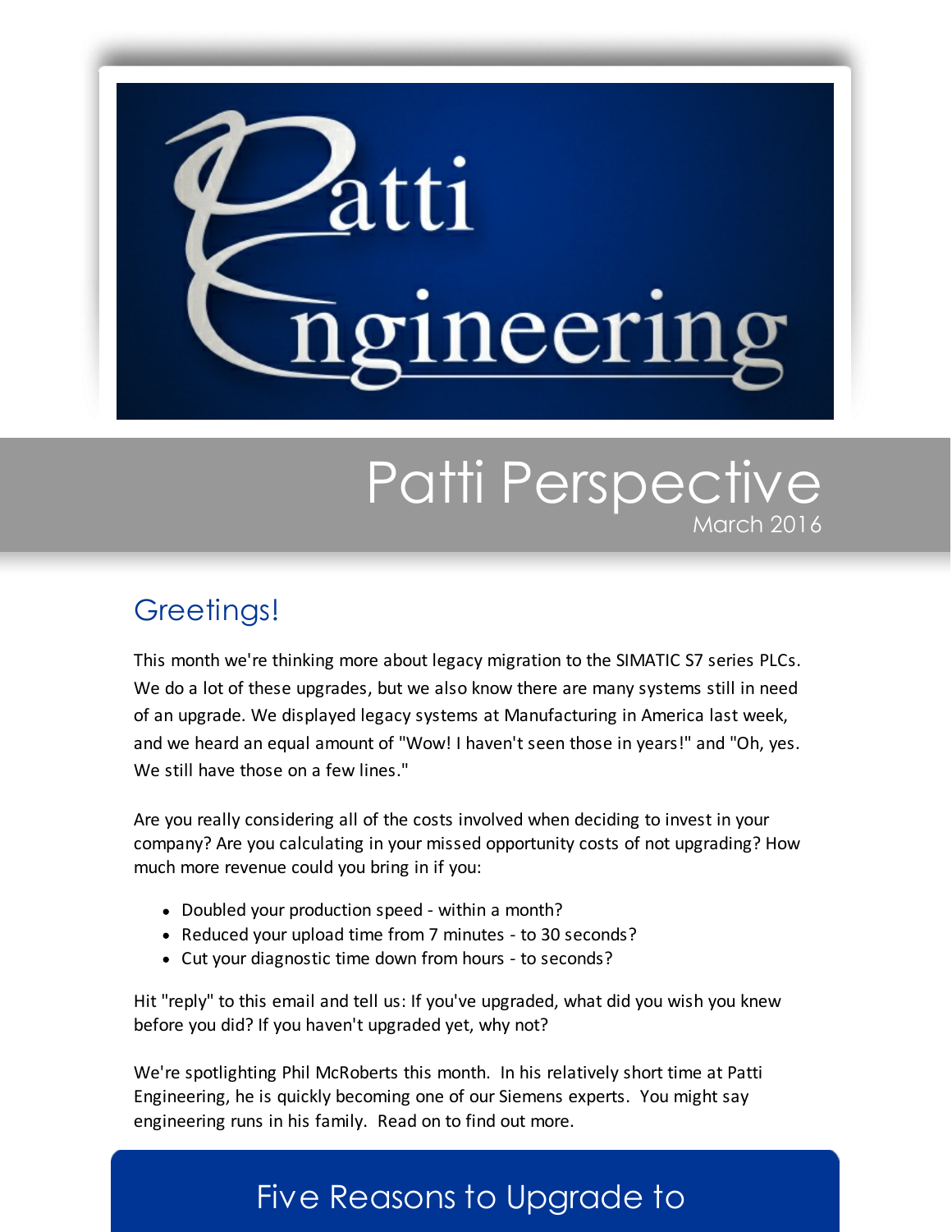# Patti Engineering

## Patti Perspective

March 2016

## Greetings!

This month we're thinking more about legacy migration to the SIMATIC S7 series PLCs. We do a lot of these upgrades, but we also know there are many systems still in need of an upgrade. We displayed legacy systems at Manufacturing in America last week, and we heard an equal amount of "Wow! I haven't seen those in years!" and "Oh, yes. We still have those on a few lines."

Are you really considering all of the costs involved when deciding to invest in your company? Are you calculating in your missed opportunity costs of not upgrading? How much more revenue could you bring in if you:

- Doubled your production speed - within a month?
- Reduced your upload time from 7 minutes - to 30 seconds?
- Cut your diagnostic time down from hours - to seconds?

Hit "reply" to this email and tell us: If you've upgraded, what did you wish you knew before you did? If you haven't upgraded yet, why not?

We're spotlighting Phil McRoberts this month. In his relatively short time at Patti Engineering, he is quickly becoming one of our Siemens experts. You might say engineering runs in his family. Read on to find out more.

## Five Reasons to Upgrade to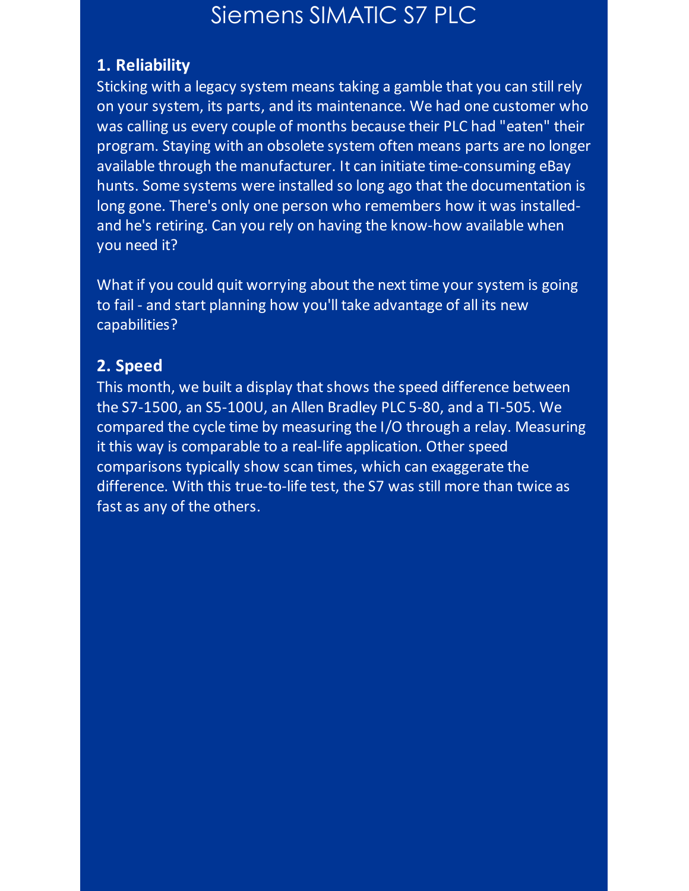# Siemens SIMATIC S7 PLC

## 1. Reliability

Sticking with a legacy system means taking a gamble that you can still rely on your system, its parts, and its maintenance. We had one customer who was calling us every couple of months because their PLC had "eaten" their program. Staying with an obsolete system often means parts are no longer available through the manufacturer. It can initiate time-consuming eBay hunts. Some systems were installed so long ago that the documentation is long gone. There's only one person who remembers how it was installed- and he's retiring. Can you rely on having the know-how available when you need it?

What if you could quit worrying about the next time your system is going to fail - and start planning how you'll take advantage of all its new capabilities?

## 2. Speed

This month, we built a display that shows the speed difference between the S7-1500, an S5-100U, an Allen Bradley PLC 5-80, and a TI-505. We compared the cycle time by measuring the I/O through a relay. Measuring it this way is comparable to a real-life application. Other speed comparisons typically show scan times, which can exaggerate the difference. With this true-to-life test, the S7 was still more than twice as fast as any of the others.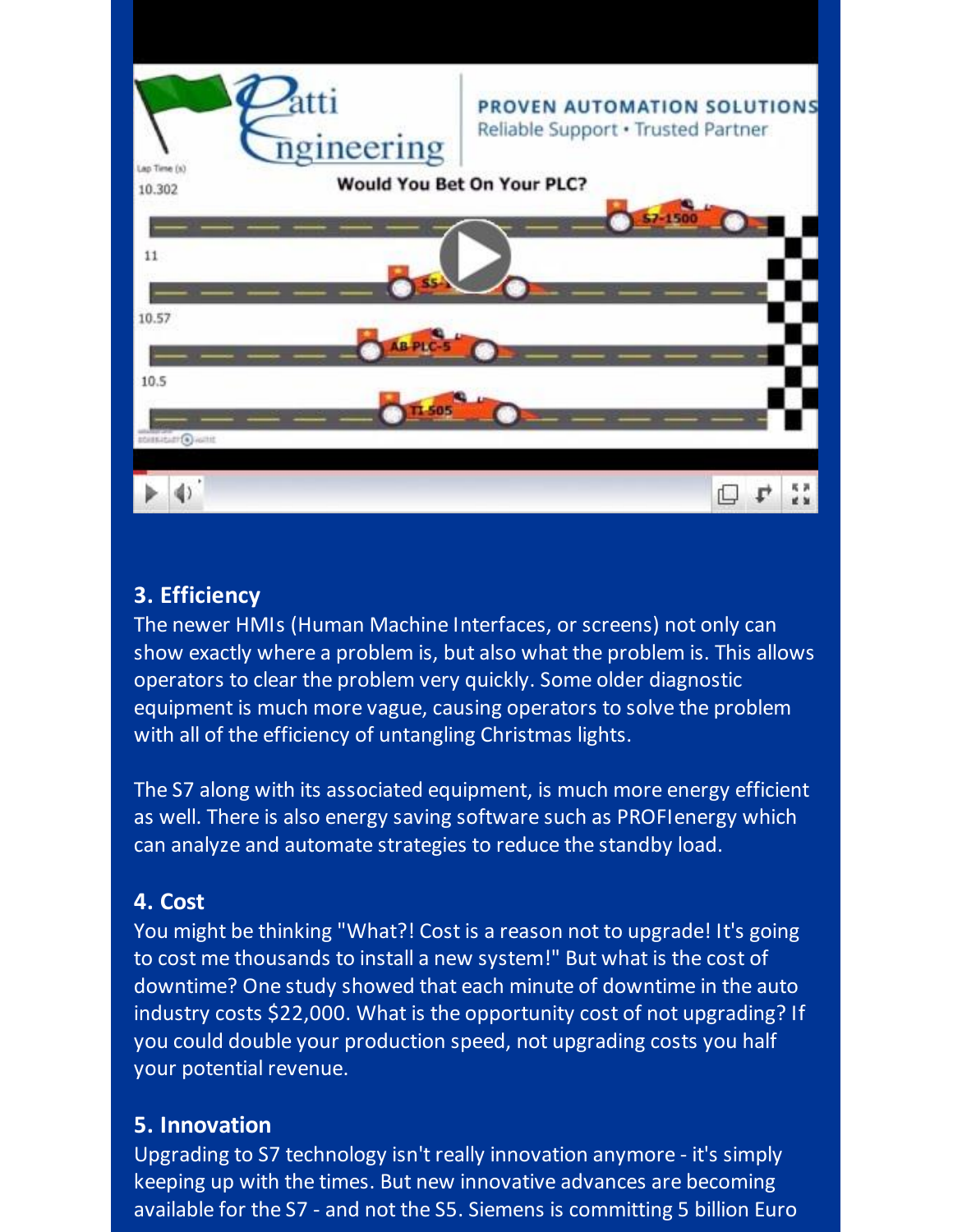Patti Engineering

PROVEN AUTOMATION SOLUTIONS

Reliable Support • Trusted Partner

Would You Bet On Your PLC?

Lap Time (s)

10.302

S7-1500

11

S5

10.57

AB PLC-5

10.5

TI 505

### 3. Efficiency

The newer HMIs (Human Machine Interfaces, or screens) not only can show exactly where a problem is, but also what the problem is. This allows operators to clear the problem very quickly. Some older diagnostic equipment is much more vague, causing operators to solve the problem with all of the efficiency of untangling Christmas lights.

The S7 along with its associated equipment, is much more energy efficient as well. There is also energy saving software such as PROFIenergy which can analyze and automate strategies to reduce the standby load.

### 4. Cost

You might be thinking "What?! Cost is a reason not to upgrade! It's going to cost me thousands to install a new system!" But what is the cost of downtime? One study showed that each minute of downtime in the auto industry costs $22,000. What is the opportunity cost of not upgrading? If you could double your production speed, not upgrading costs you half your potential revenue.

### 5. Innovation

Upgrading to S7 technology isn't really innovation anymore - it's simply keeping up with the times. But new innovative advances are becoming available for the S7 - and not the S5. Siemens is committing 5 billion Euro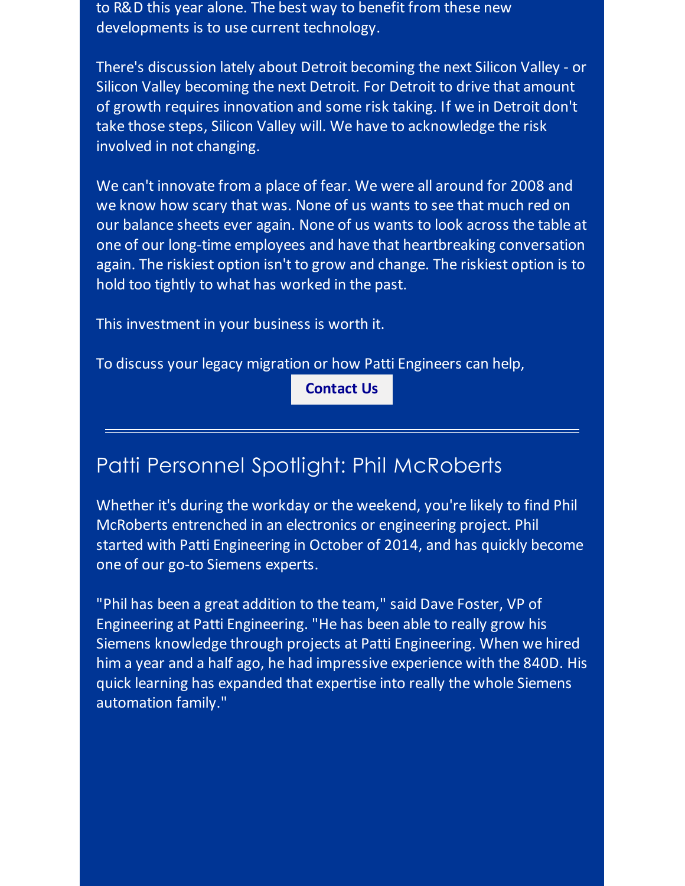to R&D this year alone. The best way to benefit from these new developments is to use current technology.

There's discussion lately about Detroit becoming the next Silicon Valley - or Silicon Valley becoming the next Detroit. For Detroit to drive that amount of growth requires innovation and some risk taking. If we in Detroit don't take those steps, Silicon Valley will. We have to acknowledge the risk involved in not changing.

We can't innovate from a place of fear. We were all around for 2008 and we know how scary that was. None of us wants to see that much red on our balance sheets ever again. None of us wants to look across the table at one of our long-time employees and have that heartbreaking conversation again. The riskiest option isn't to grow and change. The riskiest option is to hold too tightly to what has worked in the past.

This investment in your business is worth it.

To discuss your legacy migration or how Patti Engineers can help,

**Contact Us**

---

## Patti Personnel Spotlight: Phil McRoberts

Whether it's during the workday or the weekend, you're likely to find Phil McRoberts entrenched in an electronics or engineering project. Phil started with Patti Engineering in October of 2014, and has quickly become one of our go-to Siemens experts.

"Phil has been a great addition to the team," said Dave Foster, VP of Engineering at Patti Engineering. "He has been able to really grow his Siemens knowledge through projects at Patti Engineering. When we hired him a year and a half ago, he had impressive experience with the 840D. His quick learning has expanded that expertise into really the whole Siemens automation family."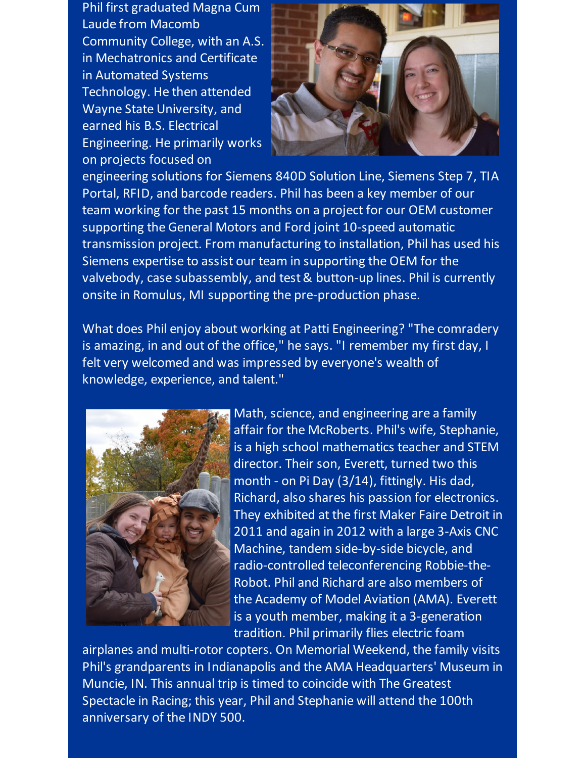Phil first graduated Magna Cum Laude from Macomb Community College, with an A.S. in Mechatronics and Certificate in Automated Systems Technology. He then attended Wayne State University, and earned his B.S. Electrical Engineering. He primarily works on projects focused on engineering solutions for Siemens 840D Solution Line, Siemens Step 7, TIA Portal, RFID, and barcode readers. Phil has been a key member of our team working for the past 15 months on a project for our OEM customer supporting the General Motors and Ford joint 10-speed automatic transmission project. From manufacturing to installation, Phil has used his Siemens expertise to assist our team in supporting the OEM for the valvebody, case subassembly, and test & button-up lines. Phil is currently onsite in Romulus, MI supporting the pre-production phase.

What does Phil enjoy about working at Patti Engineering? "The comradery is amazing, in and out of the office," he says. "I remember my first day, I felt very welcomed and was impressed by everyone's wealth of knowledge, experience, and talent."

Math, science, and engineering are a family affair for the McRoberts. Phil's wife, Stephanie, is a high school mathematics teacher and STEM director. Their son, Everett, turned two this month - on Pi Day (3/14), fittingly. His dad, Richard, also shares his passion for electronics. They exhibited at the first Maker Faire Detroit in 2011 and again in 2012 with a large 3-Axis CNC Machine, tandem side-by-side bicycle, and radio-controlled teleconferencing Robbie-the-Robot. Phil and Richard are also members of the Academy of Model Aviation (AMA). Everett is a youth member, making it a 3-generation tradition. Phil primarily flies electric foam airplanes and multi-rotor copters. On Memorial Weekend, the family visits Phil's grandparents in Indianapolis and the AMA Headquarters' Museum in Muncie, IN. This annual trip is timed to coincide with The Greatest Spectacle in Racing; this year, Phil and Stephanie will attend the 100th anniversary of the INDY 500.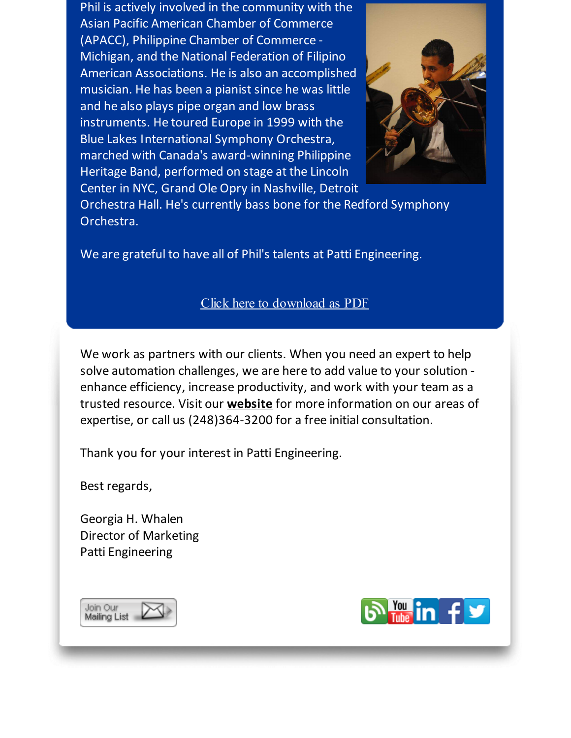Phil is actively involved in the community with the Asian Pacific American Chamber of Commerce (APACC), Philippine Chamber of Commerce - Michigan, and the National Federation of Filipino American Associations. He is also an accomplished musician. He has been a pianist since he was little and he also plays pipe organ and low brass instruments. He toured Europe in 1999 with the Blue Lakes International Symphony Orchestra, marched with Canada's award-winning Philippine Heritage Band, performed on stage at the Lincoln Center in NYC, Grand Ole Opry in Nashville, Detroit Orchestra Hall. He's currently bass bone for the Redford Symphony Orchestra.

We are grateful to have all of Phil's talents at Patti Engineering.

Click here to download as PDF

We work as partners with our clients. When you need an expert to help solve automation challenges, we are here to add value to your solution - enhance efficiency, increase productivity, and work with your team as a trusted resource. Visit our **website** for more information on our areas of expertise, or call us (248)364-3200 for a free initial consultation.

Thank you for your interest in Patti Engineering.

Best regards,

Georgia H. Whalen
Director of Marketing
Patti Engineering

Join Our Mailing List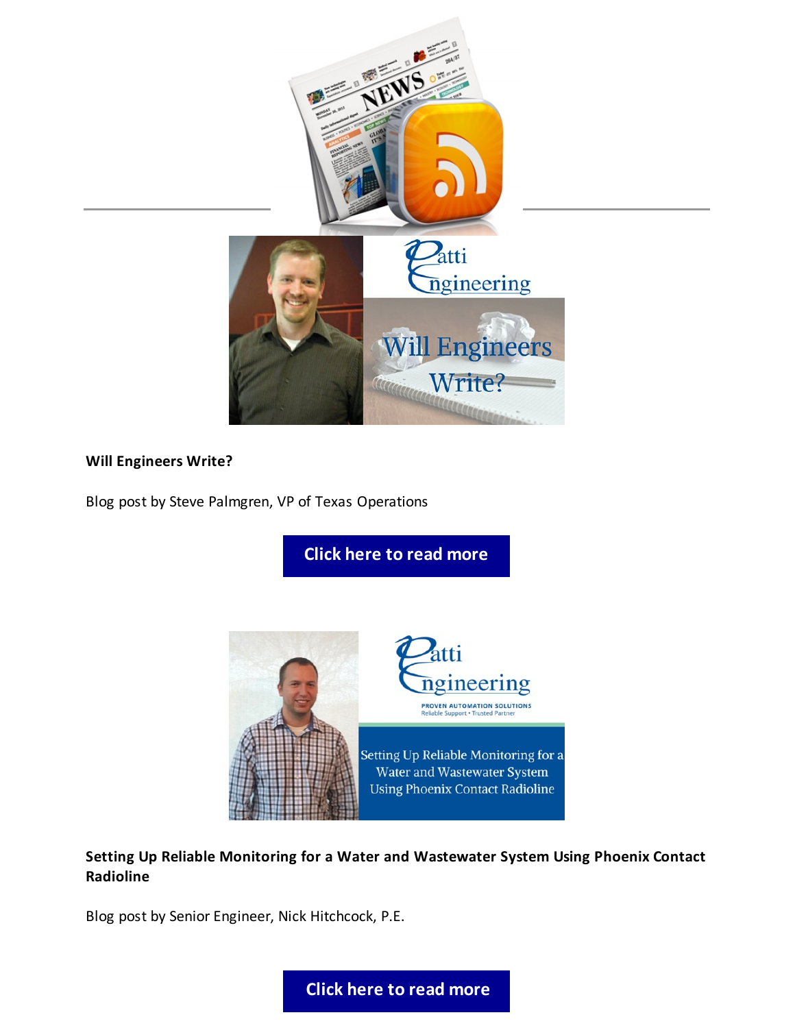**Will Engineers Write?**

Blog post by Steve Palmgren, VP of Texas Operations

Click here to read more

**Setting Up Reliable Monitoring for a Water and Wastewater System Using Phoenix Contact Radioline**

Blog post by Senior Engineer, Nick Hitchcock, P.E.

Click here to read more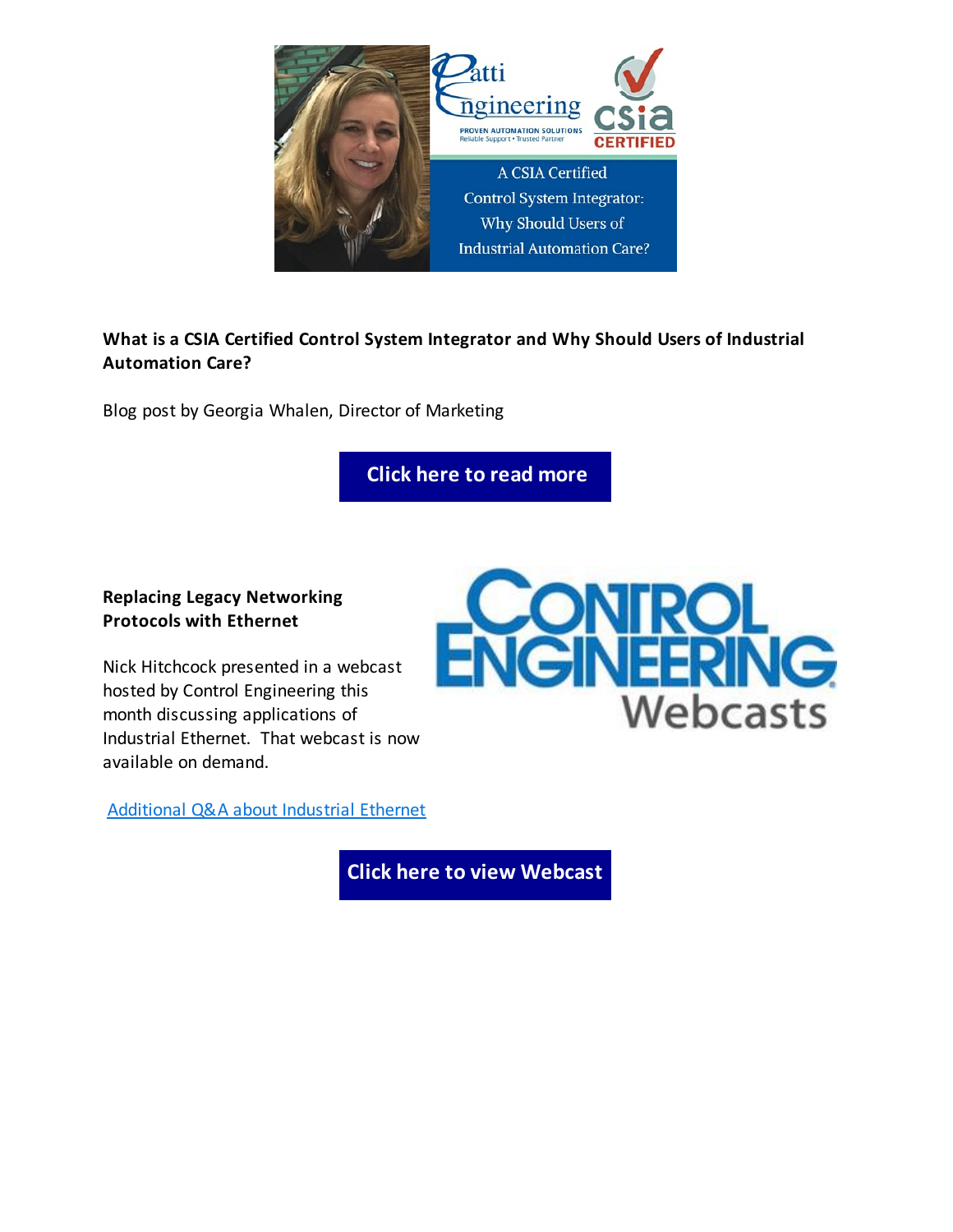**What is a CSIA Certified Control System Integrator and Why Should Users of Industrial Automation Care?**

Blog post by Georgia Whalen, Director of Marketing

Click here to read more

**Replacing Legacy Networking Protocols with Ethernet**

Nick Hitchcock presented in a webcast hosted by Control Engineering this month discussing applications of Industrial Ethernet. That webcast is now available on demand.

Additional Q&A about Industrial Ethernet

Click here to view Webcast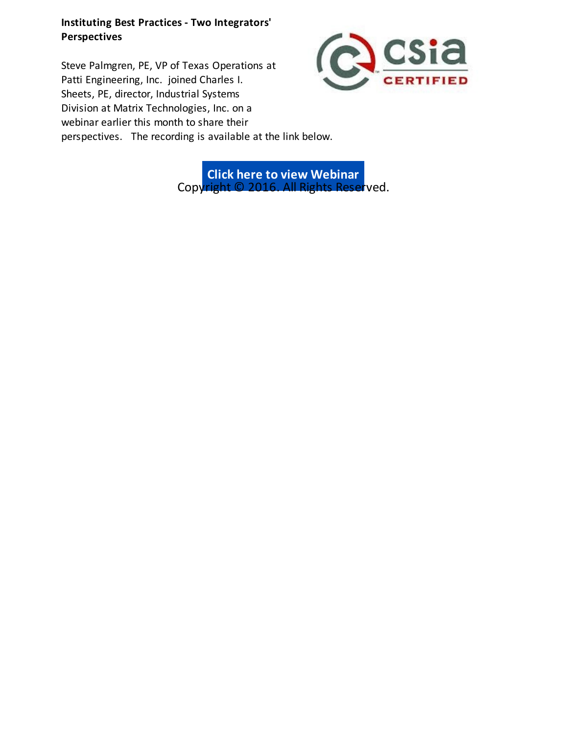**Instituting Best Practices - Two Integrators' Perspectives**

Steve Palmgren, PE, VP of Texas Operations at Patti Engineering, Inc. joined Charles I. Sheets, PE, director, Industrial Systems Division at Matrix Technologies, Inc. on a webinar earlier this month to share their perspectives. The recording is available at the link below.

**Click here to view Webinar**

Copyright © 2016. All Rights Reserved.